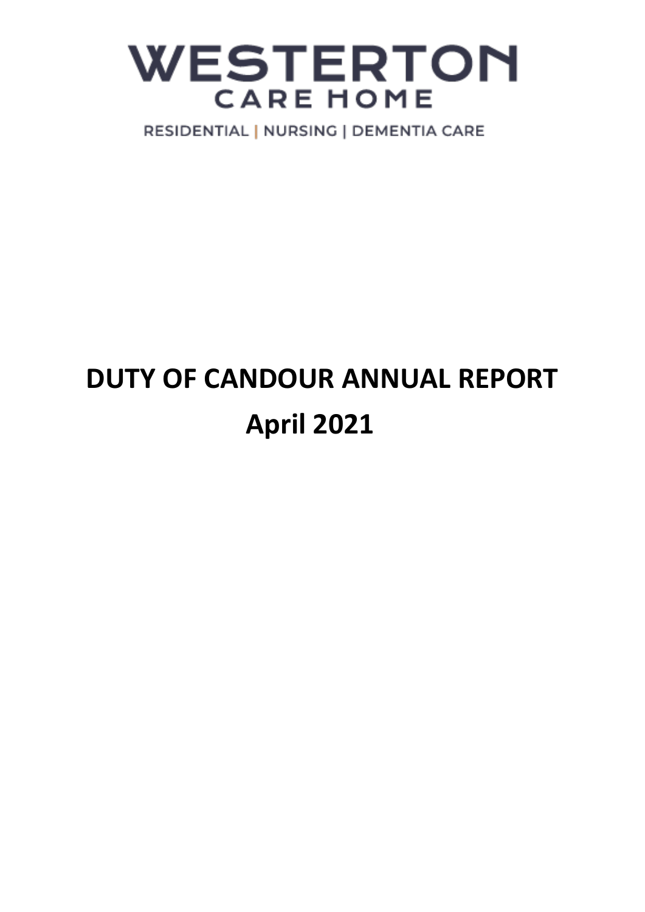# WESTERTON
## CARE HOME

RESIDENTIAL | NURSING | DEMENTIA CARE

# DUTY OF CANDOUR ANNUAL REPORT

# April 2021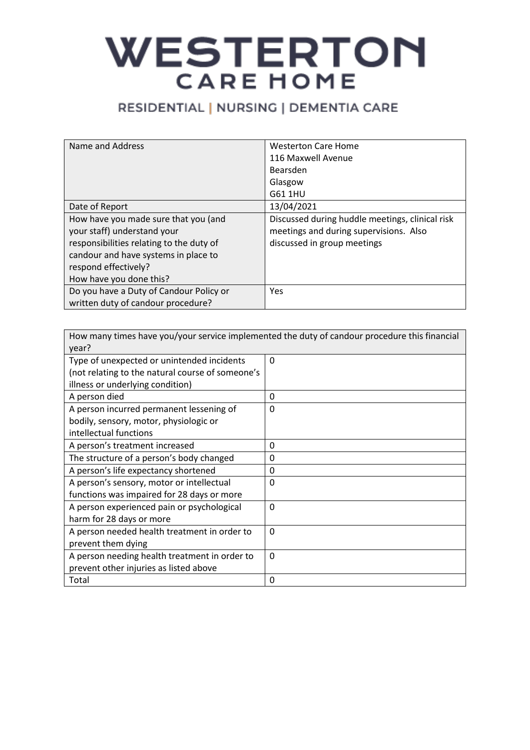# WESTERTON

## CARE HOME

RESIDENTIAL | NURSING | DEMENTIA CARE

| Name and Address | Westerton Care Home<br>116 Maxwell Avenue<br>Bearsden<br>Glasgow<br>G61 1HU |
|---|---|
| Date of Report | 13/04/2021 |
| How have you made sure that you (and your staff) understand your responsibilities relating to the duty of candour and have systems in place to respond effectively?<br>How have you done this? | Discussed during huddle meetings, clinical risk meetings and during supervisions. Also discussed in group meetings |
| Do you have a Duty of Candour Policy or written duty of candour procedure? | Yes |

| How many times have you/your service implemented the duty of candour procedure this financial year? | |
|---|---|
| Type of unexpected or unintended incidents (not relating to the natural course of someone's illness or underlying condition) | 0 |
| A person died | 0 |
| A person incurred permanent lessening of bodily, sensory, motor, physiologic or intellectual functions | 0 |
| A person's treatment increased | 0 |
| The structure of a person's body changed | 0 |
| A person's life expectancy shortened | 0 |
| A person's sensory, motor or intellectual functions was impaired for 28 days or more | 0 |
| A person experienced pain or psychological harm for 28 days or more | 0 |
| A person needed health treatment in order to prevent them dying | 0 |
| A person needing health treatment in order to prevent other injuries as listed above | 0 |
| Total | 0 |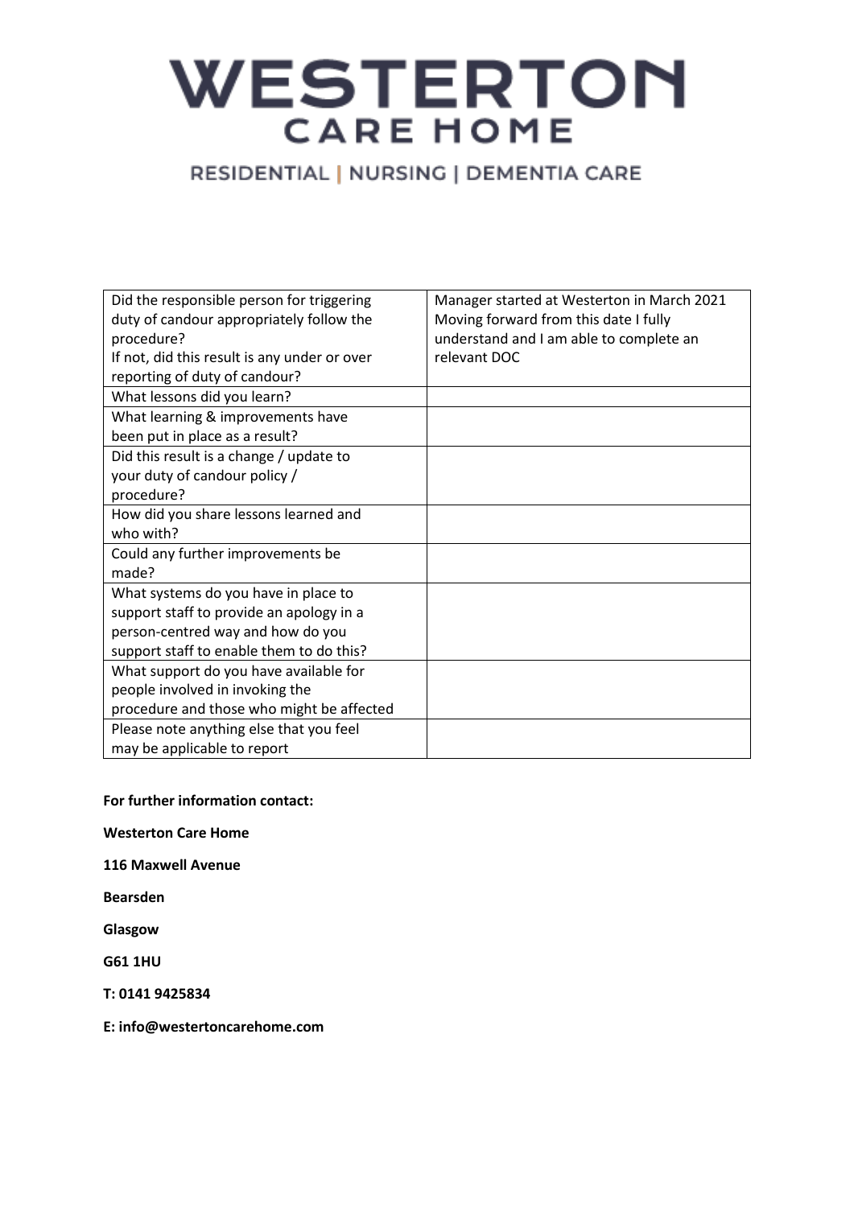# WESTERTON

## CARE HOME

RESIDENTIAL | NURSING | DEMENTIA CARE

| | |
|---|---|
| Did the responsible person for triggering duty of candour appropriately follow the procedure?<br>If not, did this result is any under or over reporting of duty of candour? | Manager started at Westerton in March 2021 Moving forward from this date I fully understand and I am able to complete an relevant DOC |
| What lessons did you learn? | |
| What learning & improvements have been put in place as a result? | |
| Did this result is a change / update to your duty of candour policy / procedure? | |
| How did you share lessons learned and who with? | |
| Could any further improvements be made? | |
| What systems do you have in place to support staff to provide an apology in a person-centred way and how do you support staff to enable them to do this? | |
| What support do you have available for people involved in invoking the procedure and those who might be affected | |
| Please note anything else that you feel may be applicable to report | |

**For further information contact:**

**Westerton Care Home**

**116 Maxwell Avenue**

**Bearsden**

**Glasgow**

**G61 1HU**

**T: 0141 9425834**

**E: info@westertoncarehome.com**